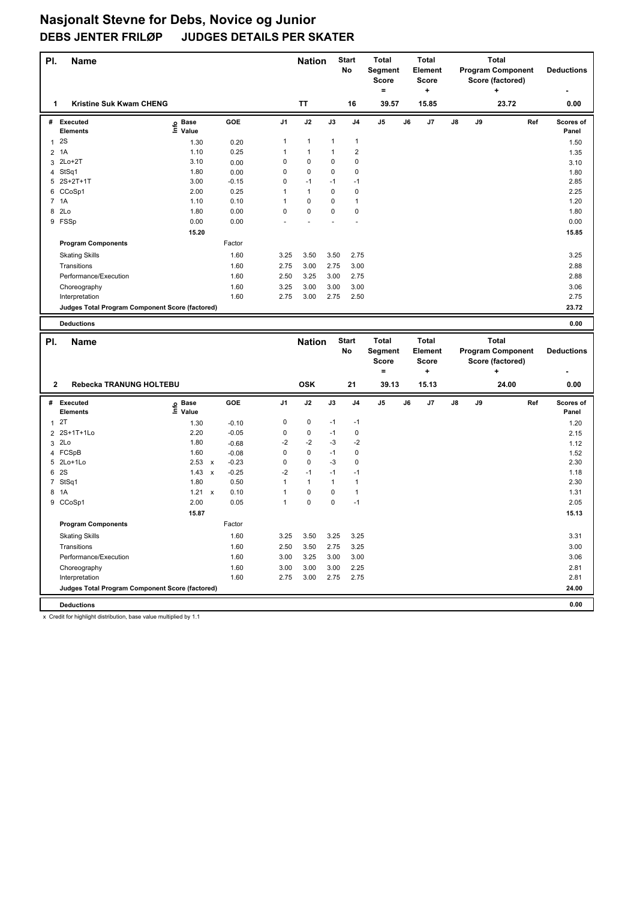# Nasjonalt Stevne for Debs, Novice og Junior

## DEBS JENTER FRILØP JUDGES DETAILS PER SKATER

| Pl. | Name | Nation | Start No | Total Segment Score = | Total Element Score + | Total Program Component Score (factored) + | Deductions - |
|---|---|---|---|---|---|---|---|
| 1 | Kristine Suk Kwam CHENG | TT | 16 | 39.57 | 15.85 | 23.72 | 0.00 |

| # | Executed Elements | Info | Base Value | GOE | J1 | J2 | J3 | J4 | J5 | J6 | J7 | J8 | J9 | Ref | Scores of Panel |
|---|---|---|---|---|---|---|---|---|---|---|---|---|---|---|---|
| 1 | 2S | | 1.30 | 0.20 | 1 | 1 | 1 | 1 | | | | | | | 1.50 |
| 2 | 1A | | 1.10 | 0.25 | 1 | 1 | 1 | 2 | | | | | | | 1.35 |
| 3 | 2Lo+2T | | 3.10 | 0.00 | 0 | 0 | 0 | 0 | | | | | | | 3.10 |
| 4 | StSq1 | | 1.80 | 0.00 | 0 | 0 | 0 | 0 | | | | | | | 1.80 |
| 5 | 2S+2T+1T | | 3.00 | -0.15 | 0 | -1 | -1 | -1 | | | | | | | 2.85 |
| 6 | CCoSp1 | | 2.00 | 0.25 | 1 | 1 | 0 | 0 | | | | | | | 2.25 |
| 7 | 1A | | 1.10 | 0.10 | 1 | 0 | 0 | 1 | | | | | | | 1.20 |
| 8 | 2Lo | | 1.80 | 0.00 | 0 | 0 | 0 | 0 | | | | | | | 1.80 |
| 9 | FSSp | | 0.00 | 0.00 | - | - | - | - | | | | | | | 0.00 |
| | | | 15.20 | | | | | | | | | | | | 15.85 |
| | **Program Components** | | | Factor | | | | | | | | | | | |
| | Skating Skills | | | 1.60 | 3.25 | 3.50 | 3.50 | 2.75 | | | | | | | 3.25 |
| | Transitions | | | 1.60 | 2.75 | 3.00 | 2.75 | 3.00 | | | | | | | 2.88 |
| | Performance/Execution | | | 1.60 | 2.50 | 3.25 | 3.00 | 2.75 | | | | | | | 2.88 |
| | Choreography | | | 1.60 | 3.25 | 3.00 | 3.00 | 3.00 | | | | | | | 3.06 |
| | Interpretation | | | 1.60 | 2.75 | 3.00 | 2.75 | 2.50 | | | | | | | 2.75 |
| | **Judges Total Program Component Score (factored)** | | | | | | | | | | | | | | 23.72 |
| | **Deductions** | | | | | | | | | | | | | | 0.00 |

| Pl. | Name | Nation | Start No | Total Segment Score = | Total Element Score + | Total Program Component Score (factored) + | Deductions - |
|---|---|---|---|---|---|---|---|
| 2 | Rebecka TRANUNG HOLTEBU | OSK | 21 | 39.13 | 15.13 | 24.00 | 0.00 |

| # | Executed Elements | Info | Base Value | GOE | J1 | J2 | J3 | J4 | J5 | J6 | J7 | J8 | J9 | Ref | Scores of Panel |
|---|---|---|---|---|---|---|---|---|---|---|---|---|---|---|---|
| 1 | 2T | | 1.30 | -0.10 | 0 | 0 | -1 | -1 | | | | | | | 1.20 |
| 2 | 2S+1T+1Lo | | 2.20 | -0.05 | 0 | 0 | -1 | 0 | | | | | | | 2.15 |
| 3 | 2Lo | | 1.80 | -0.68 | -2 | -2 | -3 | -2 | | | | | | | 1.12 |
| 4 | FCSpB | | 1.60 | -0.08 | 0 | 0 | -1 | 0 | | | | | | | 1.52 |
| 5 | 2Lo+1Lo | | 2.53 x | -0.23 | 0 | 0 | -3 | 0 | | | | | | | 2.30 |
| 6 | 2S | | 1.43 x | -0.25 | -2 | -1 | -1 | -1 | | | | | | | 1.18 |
| 7 | StSq1 | | 1.80 | 0.50 | 1 | 1 | 1 | 1 | | | | | | | 2.30 |
| 8 | 1A | | 1.21 x | 0.10 | 1 | 0 | 0 | 1 | | | | | | | 1.31 |
| 9 | CCoSp1 | | 2.00 | 0.05 | 1 | 0 | 0 | -1 | | | | | | | 2.05 |
| | | | 15.87 | | | | | | | | | | | | 15.13 |
| | **Program Components** | | | Factor | | | | | | | | | | | |
| | Skating Skills | | | 1.60 | 3.25 | 3.50 | 3.25 | 3.25 | | | | | | | 3.31 |
| | Transitions | | | 1.60 | 2.50 | 3.50 | 2.75 | 3.25 | | | | | | | 3.00 |
| | Performance/Execution | | | 1.60 | 3.00 | 3.25 | 3.00 | 3.00 | | | | | | | 3.06 |
| | Choreography | | | 1.60 | 3.00 | 3.00 | 3.00 | 2.25 | | | | | | | 2.81 |
| | Interpretation | | | 1.60 | 2.75 | 3.00 | 2.75 | 2.75 | | | | | | | 2.81 |
| | **Judges Total Program Component Score (factored)** | | | | | | | | | | | | | | 24.00 |
| | **Deductions** | | | | | | | | | | | | | | 0.00 |

x Credit for highlight distribution, base value multiplied by 1.1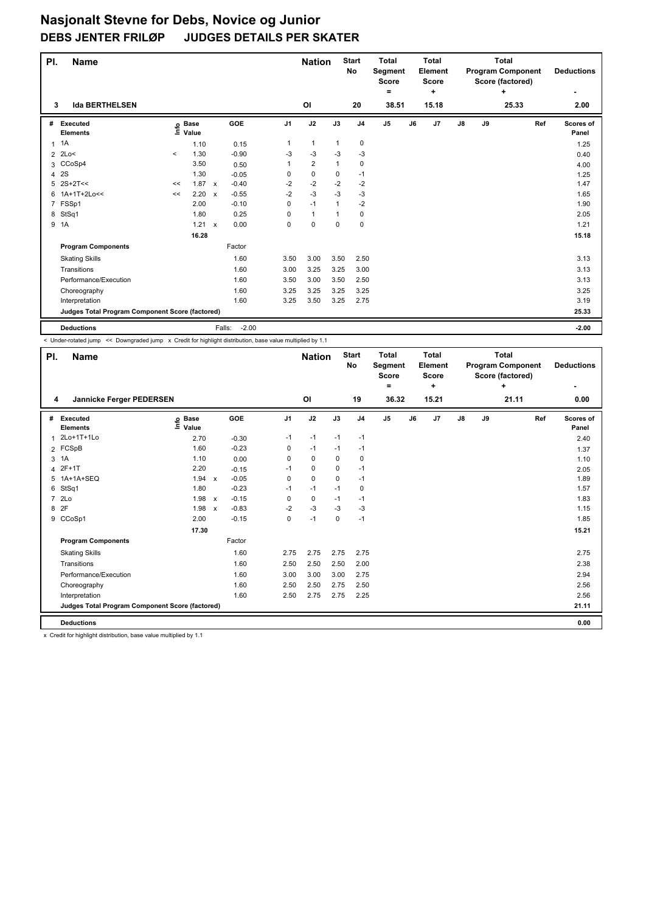# Nasjonalt Stevne for Debs, Novice og Junior

## DEBS JENTER FRILØP JUDGES DETAILS PER SKATER

| Pl. | Name | Nation | Start No | Total Segment Score = | Total Element Score + | Total Program Component Score (factored) + | Deductions - |
|---|---|---|---|---|---|---|---|
| 3 | Ida BERTHELSEN | OI | 20 | 38.51 | 15.18 | 25.33 | 2.00 |

| # | Executed Elements | Info | Base Value | | GOE | J1 | J2 | J3 | J4 | J5 | J6 | J7 | J8 | J9 | Ref | Scores of Panel |
|---|---|---|---|---|---|---|---|---|---|---|---|---|---|---|---|---|
| 1 | 1A | | 1.10 | | 0.15 | 1 | 1 | 1 | 0 | | | | | | | 1.25 |
| 2 | 2Lo< | < | 1.30 | | -0.90 | -3 | -3 | -3 | -3 | | | | | | | 0.40 |
| 3 | CCoSp4 | | 3.50 | | 0.50 | 1 | 2 | 1 | 0 | | | | | | | 4.00 |
| 4 | 2S | | 1.30 | | -0.05 | 0 | 0 | 0 | -1 | | | | | | | 1.25 |
| 5 | 2S+2T<< | << | 1.87 | x | -0.40 | -2 | -2 | -2 | -2 | | | | | | | 1.47 |
| 6 | 1A+1T+2Lo<< | << | 2.20 | x | -0.55 | -2 | -3 | -3 | -3 | | | | | | | 1.65 |
| 7 | FSSp1 | | 2.00 | | -0.10 | 0 | -1 | 1 | -2 | | | | | | | 1.90 |
| 8 | StSq1 | | 1.80 | | 0.25 | 0 | 1 | 1 | 0 | | | | | | | 2.05 |
| 9 | 1A | | 1.21 | x | 0.00 | 0 | 0 | 0 | 0 | | | | | | | 1.21 |
| | | | 16.28 | | | | | | | | | | | | | 15.18 |
| | **Program Components** | | | | Factor | | | | | | | | | | | |
| | Skating Skills | | | | 1.60 | 3.50 | 3.00 | 3.50 | 2.50 | | | | | | | 3.13 |
| | Transitions | | | | 1.60 | 3.00 | 3.25 | 3.25 | 3.00 | | | | | | | 3.13 |
| | Performance/Execution | | | | 1.60 | 3.50 | 3.00 | 3.50 | 2.50 | | | | | | | 3.13 |
| | Choreography | | | | 1.60 | 3.25 | 3.25 | 3.25 | 3.25 | | | | | | | 3.25 |
| | Interpretation | | | | 1.60 | 3.25 | 3.50 | 3.25 | 2.75 | | | | | | | 3.19 |
| | **Judges Total Program Component Score (factored)** | | | | | | | | | | | | | | | 25.33 |
| | **Deductions** | | | Falls: | -2.00 | | | | | | | | | | | -2.00 |

< Under-rotated jump << Downgraded jump x Credit for highlight distribution, base value multiplied by 1.1

| Pl. | Name | Nation | Start No | Total Segment Score = | Total Element Score + | Total Program Component Score (factored) + | Deductions - |
|---|---|---|---|---|---|---|---|
| 4 | Jannicke Ferger PEDERSEN | OI | 19 | 36.32 | 15.21 | 21.11 | 0.00 |

| # | Executed Elements | Info | Base Value | | GOE | J1 | J2 | J3 | J4 | J5 | J6 | J7 | J8 | J9 | Ref | Scores of Panel |
|---|---|---|---|---|---|---|---|---|---|---|---|---|---|---|---|---|
| 1 | 2Lo+1T+1Lo | | 2.70 | | -0.30 | -1 | -1 | -1 | -1 | | | | | | | 2.40 |
| 2 | FCSpB | | 1.60 | | -0.23 | 0 | -1 | -1 | -1 | | | | | | | 1.37 |
| 3 | 1A | | 1.10 | | 0.00 | 0 | 0 | 0 | 0 | | | | | | | 1.10 |
| 4 | 2F+1T | | 2.20 | | -0.15 | -1 | 0 | 0 | -1 | | | | | | | 2.05 |
| 5 | 1A+1A+SEQ | | 1.94 | x | -0.05 | 0 | 0 | 0 | -1 | | | | | | | 1.89 |
| 6 | StSq1 | | 1.80 | | -0.23 | -1 | -1 | -1 | 0 | | | | | | | 1.57 |
| 7 | 2Lo | | 1.98 | x | -0.15 | 0 | 0 | -1 | -1 | | | | | | | 1.83 |
| 8 | 2F | | 1.98 | x | -0.83 | -2 | -3 | -3 | -3 | | | | | | | 1.15 |
| 9 | CCoSp1 | | 2.00 | | -0.15 | 0 | -1 | 0 | -1 | | | | | | | 1.85 |
| | | | 17.30 | | | | | | | | | | | | | 15.21 |
| | **Program Components** | | | | Factor | | | | | | | | | | | |
| | Skating Skills | | | | 1.60 | 2.75 | 2.75 | 2.75 | 2.75 | | | | | | | 2.75 |
| | Transitions | | | | 1.60 | 2.50 | 2.50 | 2.50 | 2.00 | | | | | | | 2.38 |
| | Performance/Execution | | | | 1.60 | 3.00 | 3.00 | 3.00 | 2.75 | | | | | | | 2.94 |
| | Choreography | | | | 1.60 | 2.50 | 2.50 | 2.75 | 2.50 | | | | | | | 2.56 |
| | Interpretation | | | | 1.60 | 2.50 | 2.75 | 2.75 | 2.25 | | | | | | | 2.56 |
| | **Judges Total Program Component Score (factored)** | | | | | | | | | | | | | | | 21.11 |
| | **Deductions** | | | | | | | | | | | | | | | 0.00 |

x Credit for highlight distribution, base value multiplied by 1.1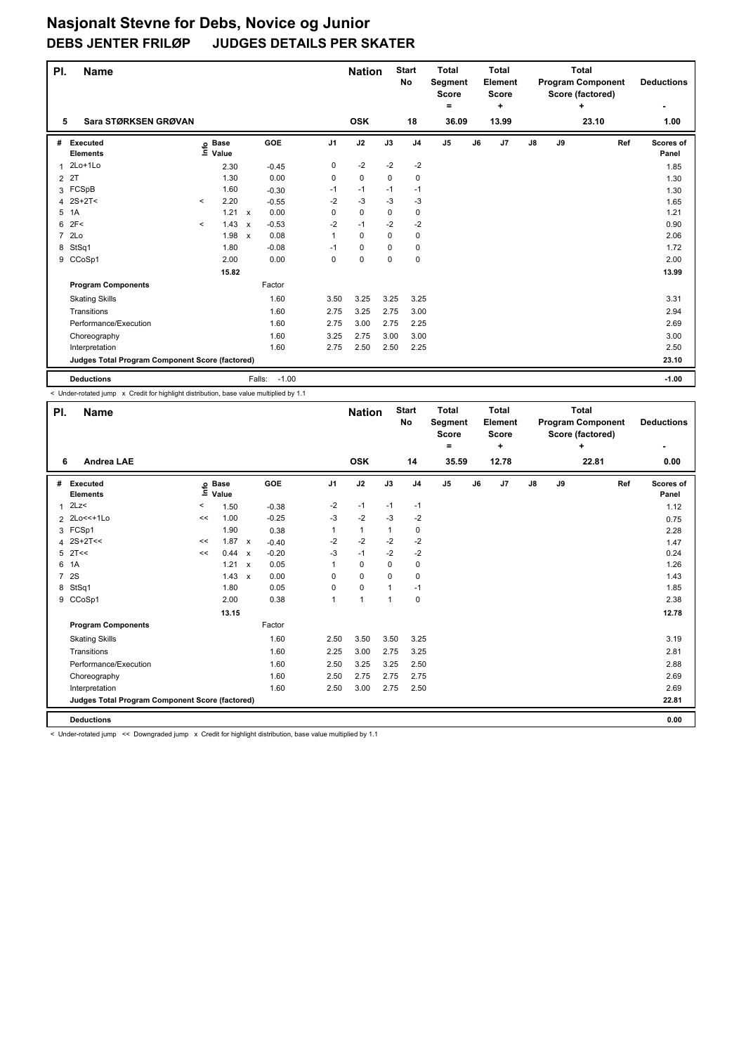# Nasjonalt Stevne for Debs, Novice og Junior

## DEBS JENTER FRILØP JUDGES DETAILS PER SKATER

| Pl. | Name | Nation | Start No | Total Segment Score = | Total Element Score + | Total Program Component Score (factored) + | Deductions - |
|---|---|---|---|---|---|---|---|
| 5 | Sara STØRKSEN GRØVAN | OSK | 18 | 36.09 | 13.99 | 23.10 | 1.00 |

| # | Executed Elements | Info | Base Value | | GOE | J1 | J2 | J3 | J4 | J5 | J6 | J7 | J8 | J9 | Ref | Scores of Panel |
|---|---|---|---|---|---|---|---|---|---|---|---|---|---|---|---|---|
| 1 | 2Lo+1Lo | | 2.30 | | -0.45 | 0 | -2 | -2 | -2 | | | | | | | 1.85 |
| 2 | 2T | | 1.30 | | 0.00 | 0 | 0 | 0 | 0 | | | | | | | 1.30 |
| 3 | FCSpB | | 1.60 | | -0.30 | -1 | -1 | -1 | -1 | | | | | | | 1.30 |
| 4 | 2S+2T< | < | 2.20 | | -0.55 | -2 | -3 | -3 | -3 | | | | | | | 1.65 |
| 5 | 1A | | 1.21 | x | 0.00 | 0 | 0 | 0 | 0 | | | | | | | 1.21 |
| 6 | 2F< | < | 1.43 | x | -0.53 | -2 | -1 | -2 | -2 | | | | | | | 0.90 |
| 7 | 2Lo | | 1.98 | x | 0.08 | 1 | 0 | 0 | 0 | | | | | | | 2.06 |
| 8 | StSq1 | | 1.80 | | -0.08 | -1 | 0 | 0 | 0 | | | | | | | 1.72 |
| 9 | CCoSp1 | | 2.00 | | 0.00 | 0 | 0 | 0 | 0 | | | | | | | 2.00 |
| | | | 15.82 | | | | | | | | | | | | | 13.99 |
| | **Program Components** | | | | Factor | | | | | | | | | | | |
| | Skating Skills | | | | 1.60 | 3.50 | 3.25 | 3.25 | 3.25 | | | | | | | 3.31 |
| | Transitions | | | | 1.60 | 2.75 | 3.25 | 2.75 | 3.00 | | | | | | | 2.94 |
| | Performance/Execution | | | | 1.60 | 2.75 | 3.00 | 2.75 | 2.25 | | | | | | | 2.69 |
| | Choreography | | | | 1.60 | 3.25 | 2.75 | 3.00 | 3.00 | | | | | | | 3.00 |
| | Interpretation | | | | 1.60 | 2.75 | 2.50 | 2.50 | 2.25 | | | | | | | 2.50 |
| | **Judges Total Program Component Score (factored)** | | | | | | | | | | | | | | | 23.10 |
| | **Deductions** | | | | Falls: -1.00 | | | | | | | | | | | -1.00 |

< Under-rotated jump x Credit for highlight distribution, base value multiplied by 1.1

| Pl. | Name | Nation | Start No | Total Segment Score = | Total Element Score + | Total Program Component Score (factored) + | Deductions - |
|---|---|---|---|---|---|---|---|
| 6 | Andrea LAE | OSK | 14 | 35.59 | 12.78 | 22.81 | 0.00 |

| # | Executed Elements | Info | Base Value | | GOE | J1 | J2 | J3 | J4 | J5 | J6 | J7 | J8 | J9 | Ref | Scores of Panel |
|---|---|---|---|---|---|---|---|---|---|---|---|---|---|---|---|---|
| 1 | 2Lz< | < | 1.50 | | -0.38 | -2 | -1 | -1 | -1 | | | | | | | 1.12 |
| 2 | 2Lo<<+1Lo | << | 1.00 | | -0.25 | -3 | -2 | -3 | -2 | | | | | | | 0.75 |
| 3 | FCSp1 | | 1.90 | | 0.38 | 1 | 1 | 1 | 0 | | | | | | | 2.28 |
| 4 | 2S+2T<< | << | 1.87 | x | -0.40 | -2 | -2 | -2 | -2 | | | | | | | 1.47 |
| 5 | 2T<< | << | 0.44 | x | -0.20 | -3 | -1 | -2 | -2 | | | | | | | 0.24 |
| 6 | 1A | | 1.21 | x | 0.05 | 1 | 0 | 0 | 0 | | | | | | | 1.26 |
| 7 | 2S | | 1.43 | x | 0.00 | 0 | 0 | 0 | 0 | | | | | | | 1.43 |
| 8 | StSq1 | | 1.80 | | 0.05 | 0 | 0 | 1 | -1 | | | | | | | 1.85 |
| 9 | CCoSp1 | | 2.00 | | 0.38 | 1 | 1 | 1 | 0 | | | | | | | 2.38 |
| | | | 13.15 | | | | | | | | | | | | | 12.78 |
| | **Program Components** | | | | Factor | | | | | | | | | | | |
| | Skating Skills | | | | 1.60 | 2.50 | 3.50 | 3.50 | 3.25 | | | | | | | 3.19 |
| | Transitions | | | | 1.60 | 2.25 | 3.00 | 2.75 | 3.25 | | | | | | | 2.81 |
| | Performance/Execution | | | | 1.60 | 2.50 | 3.25 | 3.25 | 2.50 | | | | | | | 2.88 |
| | Choreography | | | | 1.60 | 2.50 | 2.75 | 2.75 | 2.75 | | | | | | | 2.69 |
| | Interpretation | | | | 1.60 | 2.50 | 3.00 | 2.75 | 2.50 | | | | | | | 2.69 |
| | **Judges Total Program Component Score (factored)** | | | | | | | | | | | | | | | 22.81 |
| | **Deductions** | | | | | | | | | | | | | | | 0.00 |

< Under-rotated jump << Downgraded jump x Credit for highlight distribution, base value multiplied by 1.1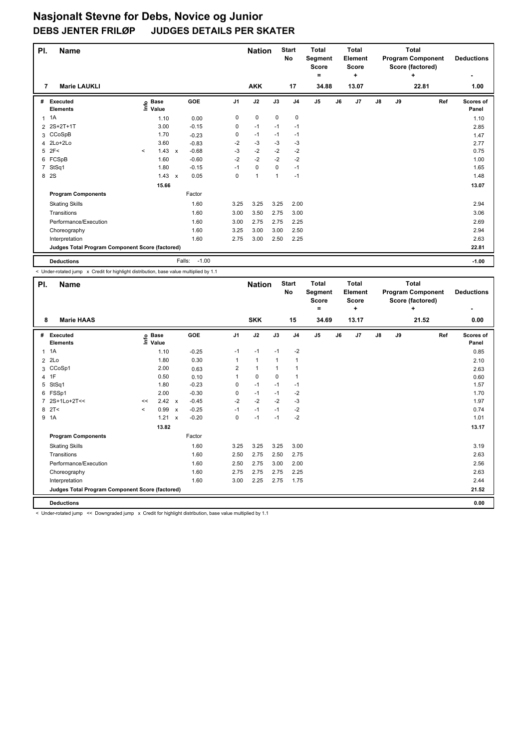# Nasjonalt Stevne for Debs, Novice og Junior

## DEBS JENTER FRILØP JUDGES DETAILS PER SKATER

| Pl. | Name | Nation | Start No | Total Segment Score = | Total Element Score + | Total Program Component Score (factored) + | Deductions - |
|---|---|---|---|---|---|---|---|
| 7 | Marie LAUKLI | AKK | 17 | 34.88 | 13.07 | 22.81 | 1.00 |

| # | Executed Elements | Info | Base Value | | GOE | J1 | J2 | J3 | J4 | J5 | J6 | J7 | J8 | J9 | Ref | Scores of Panel |
|---|---|---|---|---|---|---|---|---|---|---|---|---|---|---|---|---|
| 1 | 1A | | 1.10 | | 0.00 | 0 | 0 | 0 | 0 | | | | | | | 1.10 |
| 2 | 2S+2T+1T | | 3.00 | | -0.15 | 0 | -1 | -1 | -1 | | | | | | | 2.85 |
| 3 | CCoSpB | | 1.70 | | -0.23 | 0 | -1 | -1 | -1 | | | | | | | 1.47 |
| 4 | 2Lo+2Lo | | 3.60 | | -0.83 | -2 | -3 | -3 | -3 | | | | | | | 2.77 |
| 5 | 2F< | < | 1.43 | x | -0.68 | -3 | -2 | -2 | -2 | | | | | | | 0.75 |
| 6 | FCSpB | | 1.60 | | -0.60 | -2 | -2 | -2 | -2 | | | | | | | 1.00 |
| 7 | StSq1 | | 1.80 | | -0.15 | -1 | 0 | 0 | -1 | | | | | | | 1.65 |
| 8 | 2S | | 1.43 | x | 0.05 | 0 | 1 | 1 | -1 | | | | | | | 1.48 |
| | | | 15.66 | | | | | | | | | | | | | 13.07 |
| | **Program Components** | | | | Factor | | | | | | | | | | | |
| | Skating Skills | | | | 1.60 | 3.25 | 3.25 | 3.25 | 2.00 | | | | | | | 2.94 |
| | Transitions | | | | 1.60 | 3.00 | 3.50 | 2.75 | 3.00 | | | | | | | 3.06 |
| | Performance/Execution | | | | 1.60 | 3.00 | 2.75 | 2.75 | 2.25 | | | | | | | 2.69 |
| | Choreography | | | | 1.60 | 3.25 | 3.00 | 3.00 | 2.50 | | | | | | | 2.94 |
| | Interpretation | | | | 1.60 | 2.75 | 3.00 | 2.50 | 2.25 | | | | | | | 2.63 |
| | **Judges Total Program Component Score (factored)** | | | | | | | | | | | | | | | 22.81 |
| | **Deductions** | | | | Falls: -1.00 | | | | | | | | | | | -1.00 |

< Under-rotated jump x Credit for highlight distribution, base value multiplied by 1.1

| Pl. | Name | Nation | Start No | Total Segment Score = | Total Element Score + | Total Program Component Score (factored) + | Deductions - |
|---|---|---|---|---|---|---|---|
| 8 | Marie HAAS | SKK | 15 | 34.69 | 13.17 | 21.52 | 0.00 |

| # | Executed Elements | Info | Base Value | | GOE | J1 | J2 | J3 | J4 | J5 | J6 | J7 | J8 | J9 | Ref | Scores of Panel |
|---|---|---|---|---|---|---|---|---|---|---|---|---|---|---|---|---|
| 1 | 1A | | 1.10 | | -0.25 | -1 | -1 | -1 | -2 | | | | | | | 0.85 |
| 2 | 2Lo | | 1.80 | | 0.30 | 1 | 1 | 1 | 1 | | | | | | | 2.10 |
| 3 | CCoSp1 | | 2.00 | | 0.63 | 2 | 1 | 1 | 1 | | | | | | | 2.63 |
| 4 | 1F | | 0.50 | | 0.10 | 1 | 0 | 0 | 1 | | | | | | | 0.60 |
| 5 | StSq1 | | 1.80 | | -0.23 | 0 | -1 | -1 | -1 | | | | | | | 1.57 |
| 6 | FSSp1 | | 2.00 | | -0.30 | 0 | -1 | -1 | -2 | | | | | | | 1.70 |
| 7 | 2S+1Lo+2T<< | << | 2.42 | x | -0.45 | -2 | -2 | -2 | -3 | | | | | | | 1.97 |
| 8 | 2T< | < | 0.99 | x | -0.25 | -1 | -1 | -1 | -2 | | | | | | | 0.74 |
| 9 | 1A | | 1.21 | x | -0.20 | 0 | -1 | -1 | -2 | | | | | | | 1.01 |
| | | | 13.82 | | | | | | | | | | | | | 13.17 |
| | **Program Components** | | | | Factor | | | | | | | | | | | |
| | Skating Skills | | | | 1.60 | 3.25 | 3.25 | 3.25 | 3.00 | | | | | | | 3.19 |
| | Transitions | | | | 1.60 | 2.50 | 2.75 | 2.50 | 2.75 | | | | | | | 2.63 |
| | Performance/Execution | | | | 1.60 | 2.50 | 2.75 | 3.00 | 2.00 | | | | | | | 2.56 |
| | Choreography | | | | 1.60 | 2.75 | 2.75 | 2.75 | 2.25 | | | | | | | 2.63 |
| | Interpretation | | | | 1.60 | 3.00 | 2.25 | 2.75 | 1.75 | | | | | | | 2.44 |
| | **Judges Total Program Component Score (factored)** | | | | | | | | | | | | | | | 21.52 |
| | **Deductions** | | | | | | | | | | | | | | | 0.00 |

< Under-rotated jump << Downgraded jump x Credit for highlight distribution, base value multiplied by 1.1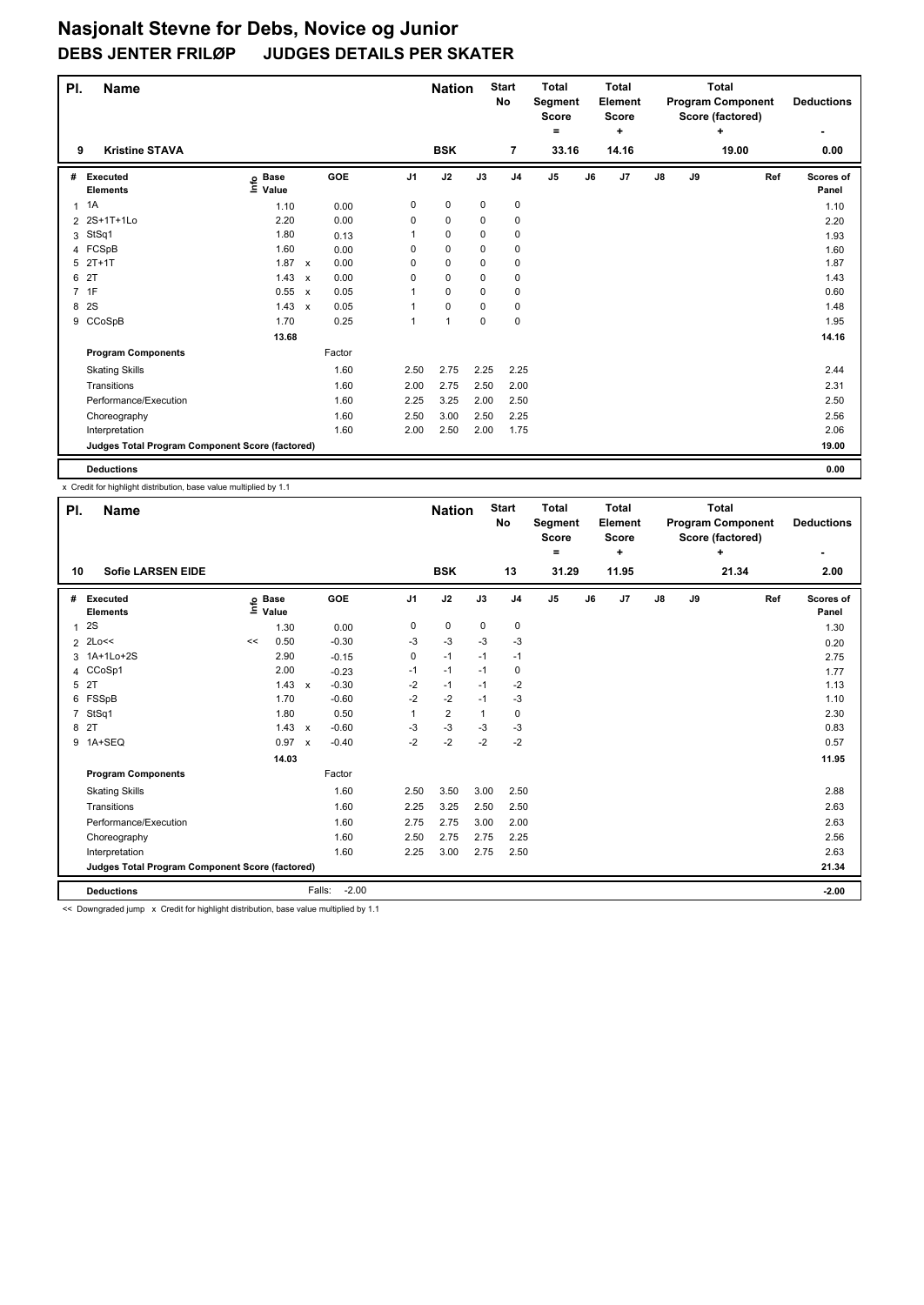# Nasjonalt Stevne for Debs, Novice og Junior

## DEBS JENTER FRILØP JUDGES DETAILS PER SKATER

| Pl. | Name | Nation | Start No | Total Segment Score = | Total Element Score + | Total Program Component Score (factored) + | Deductions - |
|---|---|---|---|---|---|---|---|
| 9 | Kristine STAVA | BSK | 7 | 33.16 | 14.16 | 19.00 | 0.00 |

| # | Executed Elements | Info | Base Value | | GOE | J1 | J2 | J3 | J4 | J5 | J6 | J7 | J8 | J9 | Ref | Scores of Panel |
|---|---|---|---|---|---|---|---|---|---|---|---|---|---|---|---|---|
| 1 | 1A | | 1.10 | | 0.00 | 0 | 0 | 0 | 0 | | | | | | | 1.10 |
| 2 | 2S+1T+1Lo | | 2.20 | | 0.00 | 0 | 0 | 0 | 0 | | | | | | | 2.20 |
| 3 | StSq1 | | 1.80 | | 0.13 | 1 | 0 | 0 | 0 | | | | | | | 1.93 |
| 4 | FCSpB | | 1.60 | | 0.00 | 0 | 0 | 0 | 0 | | | | | | | 1.60 |
| 5 | 2T+1T | | 1.87 | x | 0.00 | 0 | 0 | 0 | 0 | | | | | | | 1.87 |
| 6 | 2T | | 1.43 | x | 0.00 | 0 | 0 | 0 | 0 | | | | | | | 1.43 |
| 7 | 1F | | 0.55 | x | 0.05 | 1 | 0 | 0 | 0 | | | | | | | 0.60 |
| 8 | 2S | | 1.43 | x | 0.05 | 1 | 0 | 0 | 0 | | | | | | | 1.48 |
| 9 | CCoSpB | | 1.70 | | 0.25 | 1 | 1 | 0 | 0 | | | | | | | 1.95 |
| | | | 13.68 | | | | | | | | | | | | | 14.16 |
| | **Program Components** | | | | Factor | | | | | | | | | | | |
| | Skating Skills | | | | 1.60 | 2.50 | 2.75 | 2.25 | 2.25 | | | | | | | 2.44 |
| | Transitions | | | | 1.60 | 2.00 | 2.75 | 2.50 | 2.00 | | | | | | | 2.31 |
| | Performance/Execution | | | | 1.60 | 2.25 | 3.25 | 2.00 | 2.50 | | | | | | | 2.50 |
| | Choreography | | | | 1.60 | 2.50 | 3.00 | 2.50 | 2.25 | | | | | | | 2.56 |
| | Interpretation | | | | 1.60 | 2.00 | 2.50 | 2.00 | 1.75 | | | | | | | 2.06 |
| | **Judges Total Program Component Score (factored)** | | | | | | | | | | | | | | | 19.00 |
| | **Deductions** | | | | | | | | | | | | | | | 0.00 |

x Credit for highlight distribution, base value multiplied by 1.1

| Pl. | Name | Nation | Start No | Total Segment Score = | Total Element Score + | Total Program Component Score (factored) + | Deductions - |
|---|---|---|---|---|---|---|---|
| 10 | Sofie LARSEN EIDE | BSK | 13 | 31.29 | 11.95 | 21.34 | 2.00 |

| # | Executed Elements | Info | Base Value | | GOE | J1 | J2 | J3 | J4 | J5 | J6 | J7 | J8 | J9 | Ref | Scores of Panel |
|---|---|---|---|---|---|---|---|---|---|---|---|---|---|---|---|---|
| 1 | 2S | | 1.30 | | 0.00 | 0 | 0 | 0 | 0 | | | | | | | 1.30 |
| 2 | 2Lo<< | << | 0.50 | | -0.30 | -3 | -3 | -3 | -3 | | | | | | | 0.20 |
| 3 | 1A+1Lo+2S | | 2.90 | | -0.15 | 0 | -1 | -1 | -1 | | | | | | | 2.75 |
| 4 | CCoSp1 | | 2.00 | | -0.23 | -1 | -1 | -1 | 0 | | | | | | | 1.77 |
| 5 | 2T | | 1.43 | x | -0.30 | -2 | -1 | -1 | -2 | | | | | | | 1.13 |
| 6 | FSSpB | | 1.70 | | -0.60 | -2 | -2 | -1 | -3 | | | | | | | 1.10 |
| 7 | StSq1 | | 1.80 | | 0.50 | 1 | 2 | 1 | 0 | | | | | | | 2.30 |
| 8 | 2T | | 1.43 | x | -0.60 | -3 | -3 | -3 | -3 | | | | | | | 0.83 |
| 9 | 1A+SEQ | | 0.97 | x | -0.40 | -2 | -2 | -2 | -2 | | | | | | | 0.57 |
| | | | 14.03 | | | | | | | | | | | | | 11.95 |
| | **Program Components** | | | | Factor | | | | | | | | | | | |
| | Skating Skills | | | | 1.60 | 2.50 | 3.50 | 3.00 | 2.50 | | | | | | | 2.88 |
| | Transitions | | | | 1.60 | 2.25 | 3.25 | 2.50 | 2.50 | | | | | | | 2.63 |
| | Performance/Execution | | | | 1.60 | 2.75 | 2.75 | 3.00 | 2.00 | | | | | | | 2.63 |
| | Choreography | | | | 1.60 | 2.50 | 2.75 | 2.75 | 2.25 | | | | | | | 2.56 |
| | Interpretation | | | | 1.60 | 2.25 | 3.00 | 2.75 | 2.50 | | | | | | | 2.63 |
| | **Judges Total Program Component Score (factored)** | | | | | | | | | | | | | | | 21.34 |
| | **Deductions** | | | | Falls: -2.00 | | | | | | | | | | | -2.00 |

<< Downgraded jump x Credit for highlight distribution, base value multiplied by 1.1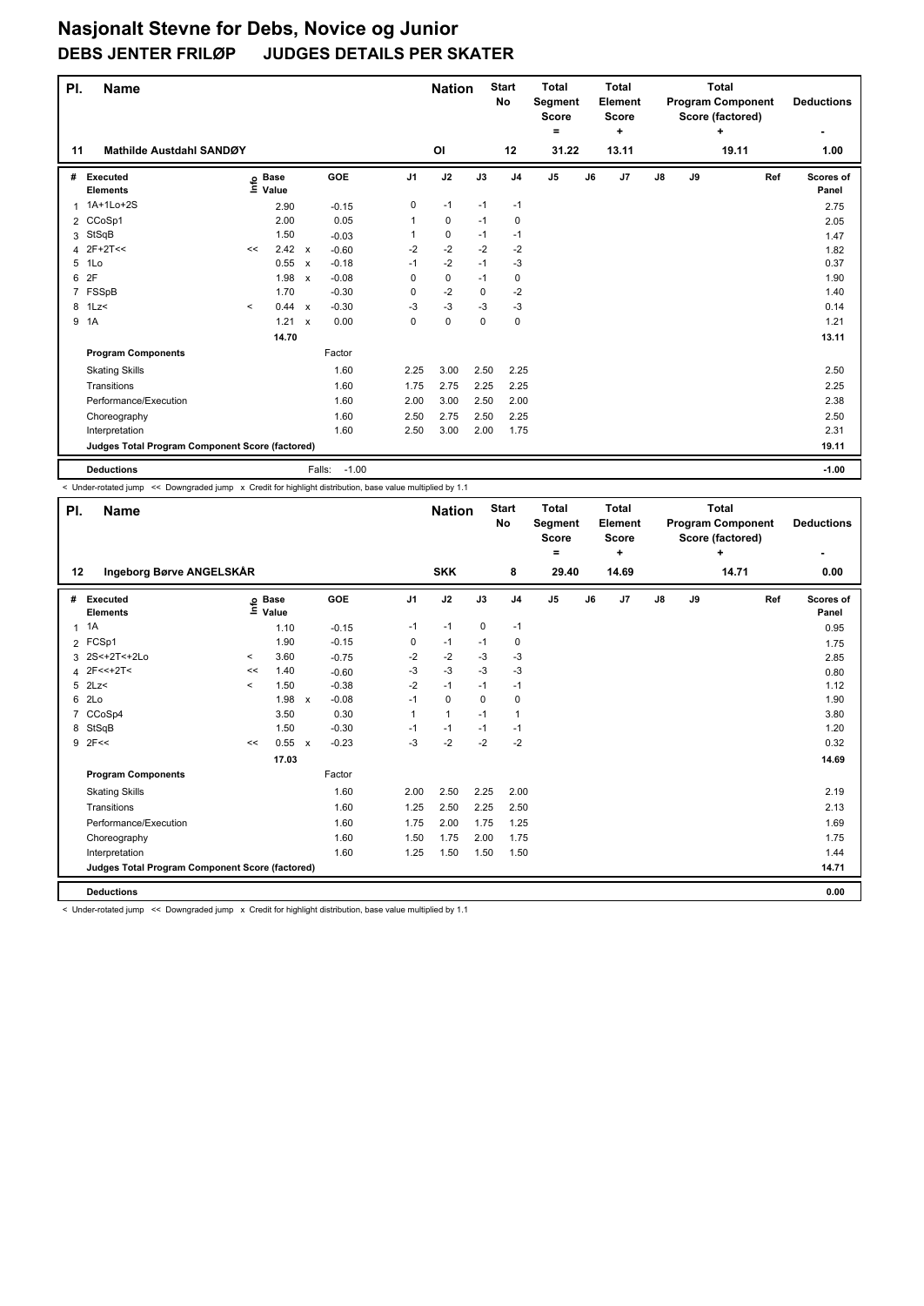# Nasjonalt Stevne for Debs, Novice og Junior

## DEBS JENTER FRILØP JUDGES DETAILS PER SKATER

| Pl. | Name | Nation | Start No | Total Segment Score = | Total Element Score + | Total Program Component Score (factored) + | Deductions - |
|---|---|---|---|---|---|---|---|
| 11 | Mathilde Austdahl SANDØY | OI | 12 | 31.22 | 13.11 | 19.11 | 1.00 |

| # | Executed Elements | Info | Base Value | | GOE | J1 | J2 | J3 | J4 | J5 | J6 | J7 | J8 | J9 | Ref | Scores of Panel |
|---|---|---|---|---|---|---|---|---|---|---|---|---|---|---|---|---|
| 1 | 1A+1Lo+2S | | 2.90 | | -0.15 | 0 | -1 | -1 | -1 | | | | | | | 2.75 |
| 2 | CCoSp1 | | 2.00 | | 0.05 | 1 | 0 | -1 | 0 | | | | | | | 2.05 |
| 3 | StSqB | | 1.50 | | -0.03 | 1 | 0 | -1 | -1 | | | | | | | 1.47 |
| 4 | 2F+2T<< | << | 2.42 | x | -0.60 | -2 | -2 | -2 | -2 | | | | | | | 1.82 |
| 5 | 1Lo | | 0.55 | x | -0.18 | -1 | -2 | -1 | -3 | | | | | | | 0.37 |
| 6 | 2F | | 1.98 | x | -0.08 | 0 | 0 | -1 | 0 | | | | | | | 1.90 |
| 7 | FSSpB | | 1.70 | | -0.30 | 0 | -2 | 0 | -2 | | | | | | | 1.40 |
| 8 | 1Lz< | < | 0.44 | x | -0.30 | -3 | -3 | -3 | -3 | | | | | | | 0.14 |
| 9 | 1A | | 1.21 | x | 0.00 | 0 | 0 | 0 | 0 | | | | | | | 1.21 |
| | | | 14.70 | | | | | | | | | | | | | 13.11 |
| | **Program Components** | | | | Factor | | | | | | | | | | | |
| | Skating Skills | | | | 1.60 | 2.25 | 3.00 | 2.50 | 2.25 | | | | | | | 2.50 |
| | Transitions | | | | 1.60 | 1.75 | 2.75 | 2.25 | 2.25 | | | | | | | 2.25 |
| | Performance/Execution | | | | 1.60 | 2.00 | 3.00 | 2.50 | 2.00 | | | | | | | 2.38 |
| | Choreography | | | | 1.60 | 2.50 | 2.75 | 2.50 | 2.25 | | | | | | | 2.50 |
| | Interpretation | | | | 1.60 | 2.50 | 3.00 | 2.00 | 1.75 | | | | | | | 2.31 |
| | **Judges Total Program Component Score (factored)** | | | | | | | | | | | | | | | 19.11 |
| | **Deductions** | | | Falls: | -1.00 | | | | | | | | | | | -1.00 |

< Under-rotated jump << Downgraded jump x Credit for highlight distribution, base value multiplied by 1.1

| Pl. | Name | Nation | Start No | Total Segment Score = | Total Element Score + | Total Program Component Score (factored) + | Deductions - |
|---|---|---|---|---|---|---|---|
| 12 | Ingeborg Børve ANGELSKÅR | SKK | 8 | 29.40 | 14.69 | 14.71 | 0.00 |

| # | Executed Elements | Info | Base Value | | GOE | J1 | J2 | J3 | J4 | J5 | J6 | J7 | J8 | J9 | Ref | Scores of Panel |
|---|---|---|---|---|---|---|---|---|---|---|---|---|---|---|---|---|
| 1 | 1A | | 1.10 | | -0.15 | -1 | -1 | 0 | -1 | | | | | | | 0.95 |
| 2 | FCSp1 | | 1.90 | | -0.15 | 0 | -1 | -1 | 0 | | | | | | | 1.75 |
| 3 | 2S<+2T<+2Lo | < | 3.60 | | -0.75 | -2 | -2 | -3 | -3 | | | | | | | 2.85 |
| 4 | 2F<<+2T< | << | 1.40 | | -0.60 | -3 | -3 | -3 | -3 | | | | | | | 0.80 |
| 5 | 2Lz< | < | 1.50 | | -0.38 | -2 | -1 | -1 | -1 | | | | | | | 1.12 |
| 6 | 2Lo | | 1.98 | x | -0.08 | -1 | 0 | 0 | 0 | | | | | | | 1.90 |
| 7 | CCoSp4 | | 3.50 | | 0.30 | 1 | 1 | -1 | 1 | | | | | | | 3.80 |
| 8 | StSqB | | 1.50 | | -0.30 | -1 | -1 | -1 | -1 | | | | | | | 1.20 |
| 9 | 2F<< | << | 0.55 | x | -0.23 | -3 | -2 | -2 | -2 | | | | | | | 0.32 |
| | | | 17.03 | | | | | | | | | | | | | 14.69 |
| | **Program Components** | | | | Factor | | | | | | | | | | | |
| | Skating Skills | | | | 1.60 | 2.00 | 2.50 | 2.25 | 2.00 | | | | | | | 2.19 |
| | Transitions | | | | 1.60 | 1.25 | 2.50 | 2.25 | 2.50 | | | | | | | 2.13 |
| | Performance/Execution | | | | 1.60 | 1.75 | 2.00 | 1.75 | 1.25 | | | | | | | 1.69 |
| | Choreography | | | | 1.60 | 1.50 | 1.75 | 2.00 | 1.75 | | | | | | | 1.75 |
| | Interpretation | | | | 1.60 | 1.25 | 1.50 | 1.50 | 1.50 | | | | | | | 1.44 |
| | **Judges Total Program Component Score (factored)** | | | | | | | | | | | | | | | 14.71 |
| | **Deductions** | | | | | | | | | | | | | | | 0.00 |

< Under-rotated jump << Downgraded jump x Credit for highlight distribution, base value multiplied by 1.1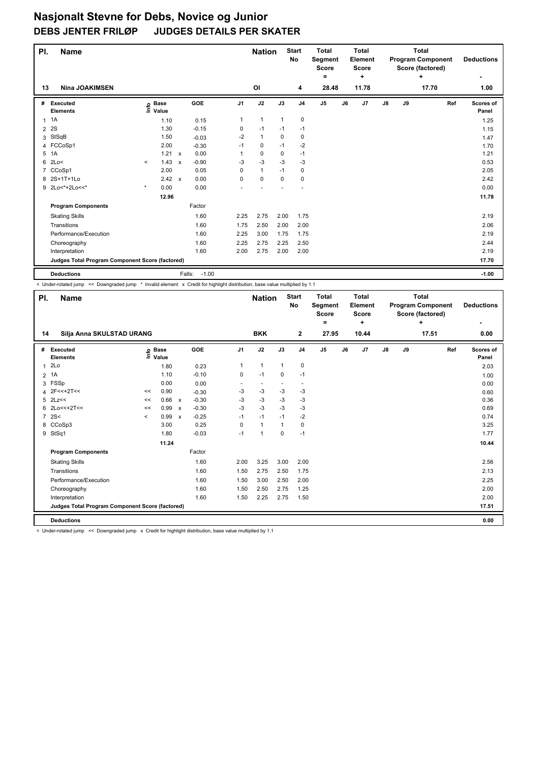# Nasjonalt Stevne for Debs, Novice og Junior

## DEBS JENTER FRILØP JUDGES DETAILS PER SKATER

| Pl. | Name | Nation | Start No | Total Segment Score = | Total Element Score + | Total Program Component Score (factored) + | Deductions - |
|---|---|---|---|---|---|---|---|
| 13 | Nina JOAKIMSEN | OI | 4 | 28.48 | 11.78 | 17.70 | 1.00 |

| # | Executed Elements | Info | Base Value | | GOE | J1 | J2 | J3 | J4 | J5 | J6 | J7 | J8 | J9 | Ref | Scores of Panel |
|---|---|---|---|---|---|---|---|---|---|---|---|---|---|---|---|---|
| 1 | 1A | | 1.10 | | 0.15 | 1 | 1 | 1 | 0 | | | | | | | 1.25 |
| 2 | 2S | | 1.30 | | -0.15 | 0 | -1 | -1 | -1 | | | | | | | 1.15 |
| 3 | StSqB | | 1.50 | | -0.03 | -2 | 1 | 0 | 0 | | | | | | | 1.47 |
| 4 | FCCoSp1 | | 2.00 | | -0.30 | -1 | 0 | -1 | -2 | | | | | | | 1.70 |
| 5 | 1A | | 1.21 | x | 0.00 | 1 | 0 | 0 | -1 | | | | | | | 1.21 |
| 6 | 2Lo< | < | 1.43 | x | -0.90 | -3 | -3 | -3 | -3 | | | | | | | 0.53 |
| 7 | CCoSp1 | | 2.00 | | 0.05 | 0 | 1 | -1 | 0 | | | | | | | 2.05 |
| 8 | 2S+1T+1Lo | | 2.42 | x | 0.00 | 0 | 0 | 0 | 0 | | | | | | | 2.42 |
| 9 | 2Lo<*+2Lo<<* | * | 0.00 | | 0.00 | - | - | - | - | | | | | | | 0.00 |
| | | | 12.96 | | | | | | | | | | | | | 11.78 |
| | **Program Components** | | | | Factor | | | | | | | | | | | |
| | Skating Skills | | | | 1.60 | 2.25 | 2.75 | 2.00 | 1.75 | | | | | | | 2.19 |
| | Transitions | | | | 1.60 | 1.75 | 2.50 | 2.00 | 2.00 | | | | | | | 2.06 |
| | Performance/Execution | | | | 1.60 | 2.25 | 3.00 | 1.75 | 1.75 | | | | | | | 2.19 |
| | Choreography | | | | 1.60 | 2.25 | 2.75 | 2.25 | 2.50 | | | | | | | 2.44 |
| | Interpretation | | | | 1.60 | 2.00 | 2.75 | 2.00 | 2.00 | | | | | | | 2.19 |
| | **Judges Total Program Component Score (factored)** | | | | | | | | | | | | | | | 17.70 |
| | **Deductions** | | | | Falls: -1.00 | | | | | | | | | | | -1.00 |

< Under-rotated jump << Downgraded jump * Invalid element x Credit for highlight distribution, base value multiplied by 1.1

| Pl. | Name | Nation | Start No | Total Segment Score = | Total Element Score + | Total Program Component Score (factored) + | Deductions - |
|---|---|---|---|---|---|---|---|
| 14 | Silja Anna SKULSTAD URANG | BKK | 2 | 27.95 | 10.44 | 17.51 | 0.00 |

| # | Executed Elements | Info | Base Value | | GOE | J1 | J2 | J3 | J4 | J5 | J6 | J7 | J8 | J9 | Ref | Scores of Panel |
|---|---|---|---|---|---|---|---|---|---|---|---|---|---|---|---|---|
| 1 | 2Lo | | 1.80 | | 0.23 | 1 | 1 | 1 | 0 | | | | | | | 2.03 |
| 2 | 1A | | 1.10 | | -0.10 | 0 | -1 | 0 | -1 | | | | | | | 1.00 |
| 3 | FSSp | | 0.00 | | 0.00 | - | - | - | - | | | | | | | 0.00 |
| 4 | 2F<<+2T<< | << | 0.90 | | -0.30 | -3 | -3 | -3 | -3 | | | | | | | 0.60 |
| 5 | 2Lz<< | << | 0.66 | x | -0.30 | -3 | -3 | -3 | -3 | | | | | | | 0.36 |
| 6 | 2Lo<<+2T<< | << | 0.99 | x | -0.30 | -3 | -3 | -3 | -3 | | | | | | | 0.69 |
| 7 | 2S< | < | 0.99 | x | -0.25 | -1 | -1 | -1 | -2 | | | | | | | 0.74 |
| 8 | CCoSp3 | | 3.00 | | 0.25 | 0 | 1 | 1 | 0 | | | | | | | 3.25 |
| 9 | StSq1 | | 1.80 | | -0.03 | -1 | 1 | 0 | -1 | | | | | | | 1.77 |
| | | | 11.24 | | | | | | | | | | | | | 10.44 |
| | **Program Components** | | | | Factor | | | | | | | | | | | |
| | Skating Skills | | | | 1.60 | 2.00 | 3.25 | 3.00 | 2.00 | | | | | | | 2.56 |
| | Transitions | | | | 1.60 | 1.50 | 2.75 | 2.50 | 1.75 | | | | | | | 2.13 |
| | Performance/Execution | | | | 1.60 | 1.50 | 3.00 | 2.50 | 2.00 | | | | | | | 2.25 |
| | Choreography | | | | 1.60 | 1.50 | 2.50 | 2.75 | 1.25 | | | | | | | 2.00 |
| | Interpretation | | | | 1.60 | 1.50 | 2.25 | 2.75 | 1.50 | | | | | | | 2.00 |
| | **Judges Total Program Component Score (factored)** | | | | | | | | | | | | | | | 17.51 |
| | **Deductions** | | | | | | | | | | | | | | | 0.00 |

< Under-rotated jump << Downgraded jump x Credit for highlight distribution, base value multiplied by 1.1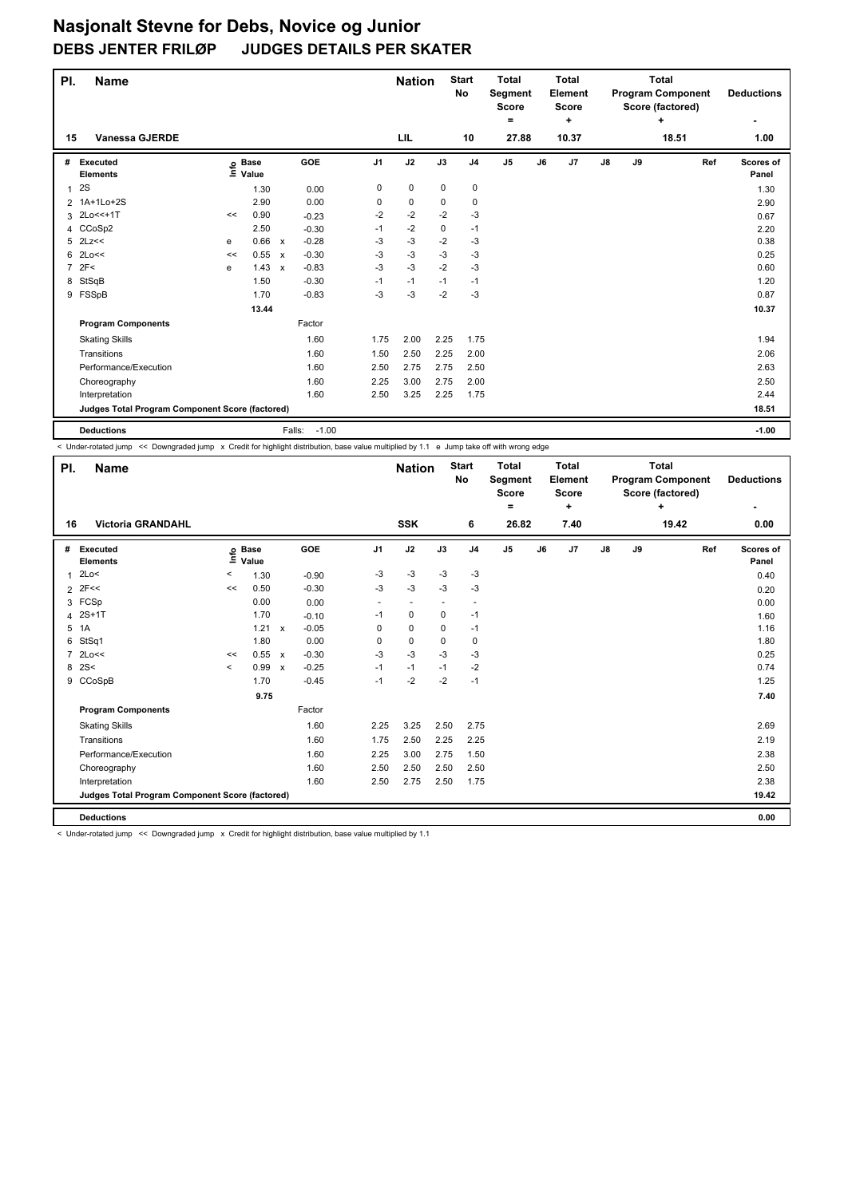# Nasjonalt Stevne for Debs, Novice og Junior

## DEBS JENTER FRILØP    JUDGES DETAILS PER SKATER

| Pl. | Name | Nation | Start No | Total Segment Score = | Total Element Score + | Total Program Component Score (factored) + | Deductions - |
|---|---|---|---|---|---|---|---|
| 15 | Vanessa GJERDE | LIL | 10 | 27.88 | 10.37 | 18.51 | 1.00 |

| # | Executed Elements | Info | Base Value | | GOE | J1 | J2 | J3 | J4 | J5 | J6 | J7 | J8 | J9 | Ref | Scores of Panel |
|---|---|---|---|---|---|---|---|---|---|---|---|---|---|---|---|---|
| 1 | 2S | | 1.30 | | 0.00 | 0 | 0 | 0 | 0 | | | | | | | 1.30 |
| 2 | 1A+1Lo+2S | | 2.90 | | 0.00 | 0 | 0 | 0 | 0 | | | | | | | 2.90 |
| 3 | 2Lo<<+1T | << | 0.90 | | -0.23 | -2 | -2 | -2 | -3 | | | | | | | 0.67 |
| 4 | CCoSp2 | | 2.50 | | -0.30 | -1 | -2 | 0 | -1 | | | | | | | 2.20 |
| 5 | 2Lz<< | e | 0.66 | x | -0.28 | -3 | -3 | -2 | -3 | | | | | | | 0.38 |
| 6 | 2Lo<< | << | 0.55 | x | -0.30 | -3 | -3 | -3 | -3 | | | | | | | 0.25 |
| 7 | 2F< | e | 1.43 | x | -0.83 | -3 | -3 | -2 | -3 | | | | | | | 0.60 |
| 8 | StSqB | | 1.50 | | -0.30 | -1 | -1 | -1 | -1 | | | | | | | 1.20 |
| 9 | FSSpB | | 1.70 | | -0.83 | -3 | -3 | -2 | -3 | | | | | | | 0.87 |
| | | | 13.44 | | | | | | | | | | | | | 10.37 |
| | **Program Components** | | | | Factor | | | | | | | | | | | |
| | Skating Skills | | | | 1.60 | 1.75 | 2.00 | 2.25 | 1.75 | | | | | | | 1.94 |
| | Transitions | | | | 1.60 | 1.50 | 2.50 | 2.25 | 2.00 | | | | | | | 2.06 |
| | Performance/Execution | | | | 1.60 | 2.50 | 2.75 | 2.75 | 2.50 | | | | | | | 2.63 |
| | Choreography | | | | 1.60 | 2.25 | 3.00 | 2.75 | 2.00 | | | | | | | 2.50 |
| | Interpretation | | | | 1.60 | 2.50 | 3.25 | 2.25 | 1.75 | | | | | | | 2.44 |
| | **Judges Total Program Component Score (factored)** | | | | | | | | | | | | | | | **18.51** |
| | **Deductions** | | | | Falls: -1.00 | | | | | | | | | | | **-1.00** |

< Under-rotated jump << Downgraded jump x Credit for highlight distribution, base value multiplied by 1.1 e Jump take off with wrong edge

| Pl. | Name | Nation | Start No | Total Segment Score = | Total Element Score + | Total Program Component Score (factored) + | Deductions - |
|---|---|---|---|---|---|---|---|
| 16 | Victoria GRANDAHL | SSK | 6 | 26.82 | 7.40 | 19.42 | 0.00 |

| # | Executed Elements | Info | Base Value | | GOE | J1 | J2 | J3 | J4 | J5 | J6 | J7 | J8 | J9 | Ref | Scores of Panel |
|---|---|---|---|---|---|---|---|---|---|---|---|---|---|---|---|---|
| 1 | 2Lo< | < | 1.30 | | -0.90 | -3 | -3 | -3 | -3 | | | | | | | 0.40 |
| 2 | 2F<< | << | 0.50 | | -0.30 | -3 | -3 | -3 | -3 | | | | | | | 0.20 |
| 3 | FCSp | | 0.00 | | 0.00 | - | - | - | - | | | | | | | 0.00 |
| 4 | 2S+1T | | 1.70 | | -0.10 | -1 | 0 | 0 | -1 | | | | | | | 1.60 |
| 5 | 1A | | 1.21 | x | -0.05 | 0 | 0 | 0 | -1 | | | | | | | 1.16 |
| 6 | StSq1 | | 1.80 | | 0.00 | 0 | 0 | 0 | 0 | | | | | | | 1.80 |
| 7 | 2Lo<< | << | 0.55 | x | -0.30 | -3 | -3 | -3 | -3 | | | | | | | 0.25 |
| 8 | 2S< | < | 0.99 | x | -0.25 | -1 | -1 | -1 | -2 | | | | | | | 0.74 |
| 9 | CCoSpB | | 1.70 | | -0.45 | -1 | -2 | -2 | -1 | | | | | | | 1.25 |
| | | | 9.75 | | | | | | | | | | | | | 7.40 |
| | **Program Components** | | | | Factor | | | | | | | | | | | |
| | Skating Skills | | | | 1.60 | 2.25 | 3.25 | 2.50 | 2.75 | | | | | | | 2.69 |
| | Transitions | | | | 1.60 | 1.75 | 2.50 | 2.25 | 2.25 | | | | | | | 2.19 |
| | Performance/Execution | | | | 1.60 | 2.25 | 3.00 | 2.75 | 1.50 | | | | | | | 2.38 |
| | Choreography | | | | 1.60 | 2.50 | 2.50 | 2.50 | 2.50 | | | | | | | 2.50 |
| | Interpretation | | | | 1.60 | 2.50 | 2.75 | 2.50 | 1.75 | | | | | | | 2.38 |
| | **Judges Total Program Component Score (factored)** | | | | | | | | | | | | | | | **19.42** |
| | **Deductions** | | | | | | | | | | | | | | | **0.00** |

< Under-rotated jump << Downgraded jump x Credit for highlight distribution, base value multiplied by 1.1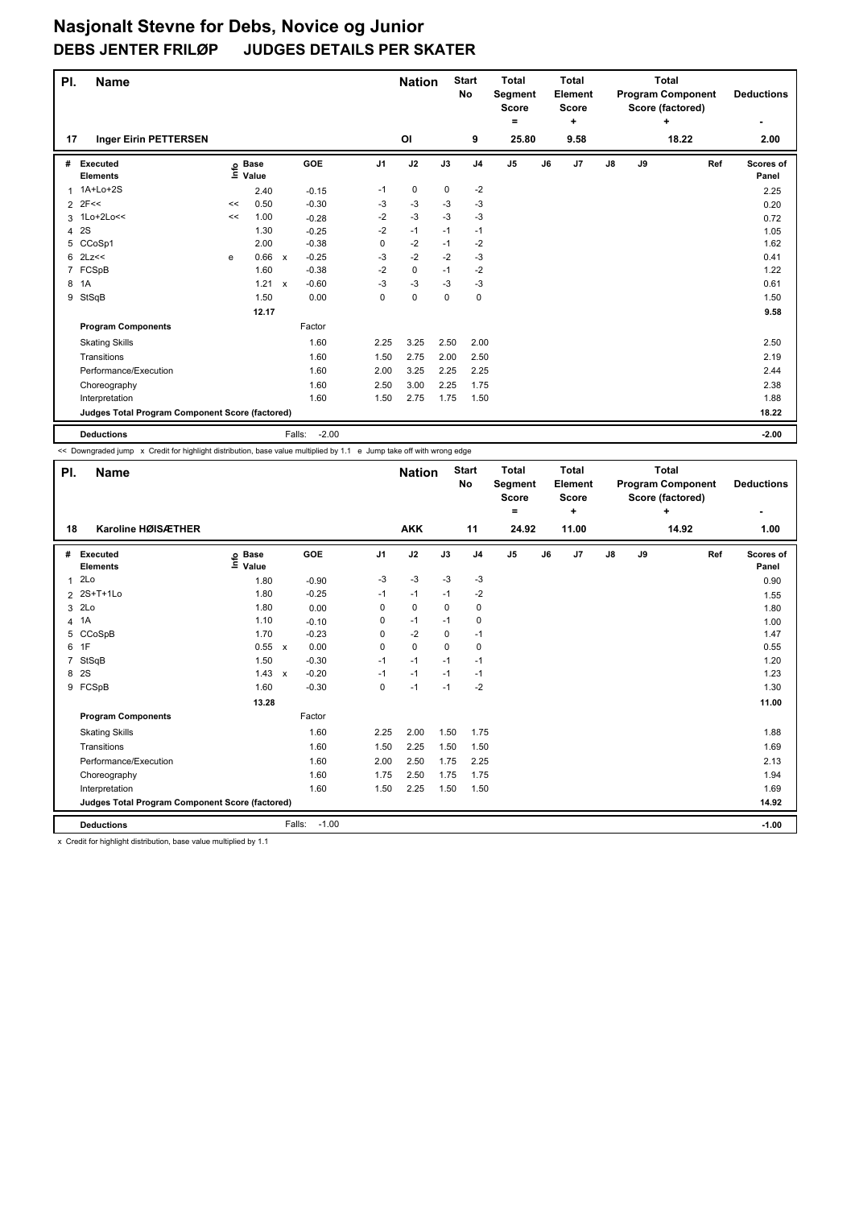# Nasjonalt Stevne for Debs, Novice og Junior

## DEBS JENTER FRILØP JUDGES DETAILS PER SKATER

| Pl. | Name | Nation | Start No | Total Segment Score = | Total Element Score + | Total Program Component Score (factored) + | Deductions - |
|---|---|---|---|---|---|---|---|
| 17 | Inger Eirin PETTERSEN | Ol | 9 | 25.80 | 9.58 | 18.22 | 2.00 |

| # | Executed Elements | Info | Base Value | | GOE | J1 | J2 | J3 | J4 | J5 | J6 | J7 | J8 | J9 | Ref | Scores of Panel |
|---|---|---|---|---|---|---|---|---|---|---|---|---|---|---|---|---|
| 1 | 1A+Lo+2S | | 2.40 | | -0.15 | -1 | 0 | 0 | -2 | | | | | | | 2.25 |
| 2 | 2F<< | << | 0.50 | | -0.30 | -3 | -3 | -3 | -3 | | | | | | | 0.20 |
| 3 | 1Lo+2Lo<< | << | 1.00 | | -0.28 | -2 | -3 | -3 | -3 | | | | | | | 0.72 |
| 4 | 2S | | 1.30 | | -0.25 | -2 | -1 | -1 | -1 | | | | | | | 1.05 |
| 5 | CCoSp1 | | 2.00 | | -0.38 | 0 | -2 | -1 | -2 | | | | | | | 1.62 |
| 6 | 2Lz<< | e | 0.66 | x | -0.25 | -3 | -2 | -2 | -3 | | | | | | | 0.41 |
| 7 | FCSpB | | 1.60 | | -0.38 | -2 | 0 | -1 | -2 | | | | | | | 1.22 |
| 8 | 1A | | 1.21 | x | -0.60 | -3 | -3 | -3 | -3 | | | | | | | 0.61 |
| 9 | StSqB | | 1.50 | | 0.00 | 0 | 0 | 0 | 0 | | | | | | | 1.50 |
| | | | 12.17 | | | | | | | | | | | | | 9.58 |
| | **Program Components** | | | | Factor | | | | | | | | | | | |
| | Skating Skills | | | | 1.60 | 2.25 | 3.25 | 2.50 | 2.00 | | | | | | | 2.50 |
| | Transitions | | | | 1.60 | 1.50 | 2.75 | 2.00 | 2.50 | | | | | | | 2.19 |
| | Performance/Execution | | | | 1.60 | 2.00 | 3.25 | 2.25 | 2.25 | | | | | | | 2.44 |
| | Choreography | | | | 1.60 | 2.50 | 3.00 | 2.25 | 1.75 | | | | | | | 2.38 |
| | Interpretation | | | | 1.60 | 1.50 | 2.75 | 1.75 | 1.50 | | | | | | | 1.88 |
| | **Judges Total Program Component Score (factored)** | | | | | | | | | | | | | | | **18.22** |
| | **Deductions** | | | | Falls: -2.00 | | | | | | | | | | | **-2.00** |

<< Downgraded jump x Credit for highlight distribution, base value multiplied by 1.1 e Jump take off with wrong edge

| Pl. | Name | Nation | Start No | Total Segment Score = | Total Element Score + | Total Program Component Score (factored) + | Deductions - |
|---|---|---|---|---|---|---|---|
| 18 | Karoline HØISÆTHER | AKK | 11 | 24.92 | 11.00 | 14.92 | 1.00 |

| # | Executed Elements | Info | Base Value | | GOE | J1 | J2 | J3 | J4 | J5 | J6 | J7 | J8 | J9 | Ref | Scores of Panel |
|---|---|---|---|---|---|---|---|---|---|---|---|---|---|---|---|---|
| 1 | 2Lo | | 1.80 | | -0.90 | -3 | -3 | -3 | -3 | | | | | | | 0.90 |
| 2 | 2S+T+1Lo | | 1.80 | | -0.25 | -1 | -1 | -1 | -2 | | | | | | | 1.55 |
| 3 | 2Lo | | 1.80 | | 0.00 | 0 | 0 | 0 | 0 | | | | | | | 1.80 |
| 4 | 1A | | 1.10 | | -0.10 | 0 | -1 | -1 | 0 | | | | | | | 1.00 |
| 5 | CCoSpB | | 1.70 | | -0.23 | 0 | -2 | 0 | -1 | | | | | | | 1.47 |
| 6 | 1F | | 0.55 | x | 0.00 | 0 | 0 | 0 | 0 | | | | | | | 0.55 |
| 7 | StSqB | | 1.50 | | -0.30 | -1 | -1 | -1 | -1 | | | | | | | 1.20 |
| 8 | 2S | | 1.43 | x | -0.20 | -1 | -1 | -1 | -1 | | | | | | | 1.23 |
| 9 | FCSpB | | 1.60 | | -0.30 | 0 | -1 | -1 | -2 | | | | | | | 1.30 |
| | | | 13.28 | | | | | | | | | | | | | 11.00 |
| | **Program Components** | | | | Factor | | | | | | | | | | | |
| | Skating Skills | | | | 1.60 | 2.25 | 2.00 | 1.50 | 1.75 | | | | | | | 1.88 |
| | Transitions | | | | 1.60 | 1.50 | 2.25 | 1.50 | 1.50 | | | | | | | 1.69 |
| | Performance/Execution | | | | 1.60 | 2.00 | 2.50 | 1.75 | 2.25 | | | | | | | 2.13 |
| | Choreography | | | | 1.60 | 1.75 | 2.50 | 1.75 | 1.75 | | | | | | | 1.94 |
| | Interpretation | | | | 1.60 | 1.50 | 2.25 | 1.50 | 1.50 | | | | | | | 1.69 |
| | **Judges Total Program Component Score (factored)** | | | | | | | | | | | | | | | **14.92** |
| | **Deductions** | | | | Falls: -1.00 | | | | | | | | | | | **-1.00** |

x Credit for highlight distribution, base value multiplied by 1.1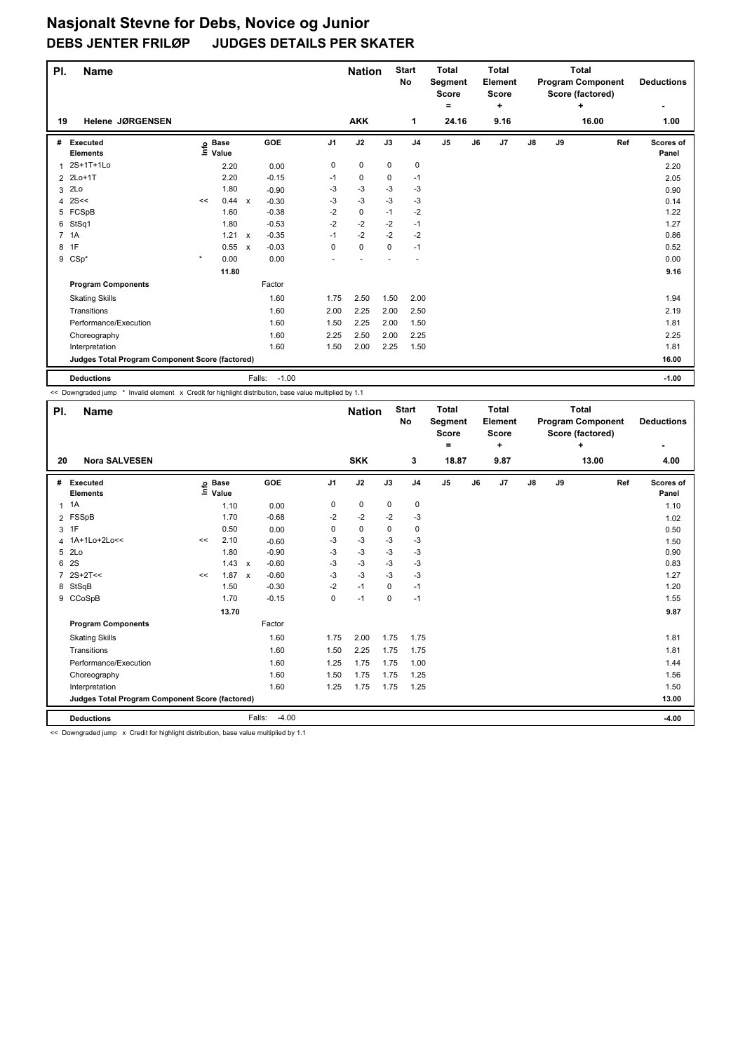# Nasjonalt Stevne for Debs, Novice og Junior

## DEBS JENTER FRILØP JUDGES DETAILS PER SKATER

| Pl. | Name | Nation | Start No | Total Segment Score = | Total Element Score + | Total Program Component Score (factored) + | Deductions - |
|---|---|---|---|---|---|---|---|
| 19 | Helene JØRGENSEN | AKK | 1 | 24.16 | 9.16 | 16.00 | 1.00 |

| # | Executed Elements | Info | Base Value | | GOE | J1 | J2 | J3 | J4 | J5 | J6 | J7 | J8 | J9 | Ref | Scores of Panel |
|---|---|---|---|---|---|---|---|---|---|---|---|---|---|---|---|---|
| 1 | 2S+1T+1Lo | | 2.20 | | 0.00 | 0 | 0 | 0 | 0 | | | | | | | 2.20 |
| 2 | 2Lo+1T | | 2.20 | | -0.15 | -1 | 0 | 0 | -1 | | | | | | | 2.05 |
| 3 | 2Lo | | 1.80 | | -0.90 | -3 | -3 | -3 | -3 | | | | | | | 0.90 |
| 4 | 2S<< | << | 0.44 | x | -0.30 | -3 | -3 | -3 | -3 | | | | | | | 0.14 |
| 5 | FCSpB | | 1.60 | | -0.38 | -2 | 0 | -1 | -2 | | | | | | | 1.22 |
| 6 | StSq1 | | 1.80 | | -0.53 | -2 | -2 | -2 | -1 | | | | | | | 1.27 |
| 7 | 1A | | 1.21 | x | -0.35 | -1 | -2 | -2 | -2 | | | | | | | 0.86 |
| 8 | 1F | | 0.55 | x | -0.03 | 0 | 0 | 0 | -1 | | | | | | | 0.52 |
| 9 | CSp* | * | 0.00 | | 0.00 | - | - | - | - | | | | | | | 0.00 |
| | | | 11.80 | | | | | | | | | | | | | 9.16 |
| | **Program Components** | | | | Factor | | | | | | | | | | | |
| | Skating Skills | | | | 1.60 | 1.75 | 2.50 | 1.50 | 2.00 | | | | | | | 1.94 |
| | Transitions | | | | 1.60 | 2.00 | 2.25 | 2.00 | 2.50 | | | | | | | 2.19 |
| | Performance/Execution | | | | 1.60 | 1.50 | 2.25 | 2.00 | 1.50 | | | | | | | 1.81 |
| | Choreography | | | | 1.60 | 2.25 | 2.50 | 2.00 | 2.25 | | | | | | | 2.25 |
| | Interpretation | | | | 1.60 | 1.50 | 2.00 | 2.25 | 1.50 | | | | | | | 1.81 |
| | **Judges Total Program Component Score (factored)** | | | | | | | | | | | | | | | 16.00 |
| | **Deductions** | | | | Falls: -1.00 | | | | | | | | | | | -1.00 |

<< Downgraded jump * Invalid element x Credit for highlight distribution, base value multiplied by 1.1

| Pl. | Name | Nation | Start No | Total Segment Score = | Total Element Score + | Total Program Component Score (factored) + | Deductions - |
|---|---|---|---|---|---|---|---|
| 20 | Nora SALVESEN | SKK | 3 | 18.87 | 9.87 | 13.00 | 4.00 |

| # | Executed Elements | Info | Base Value | | GOE | J1 | J2 | J3 | J4 | J5 | J6 | J7 | J8 | J9 | Ref | Scores of Panel |
|---|---|---|---|---|---|---|---|---|---|---|---|---|---|---|---|---|
| 1 | 1A | | 1.10 | | 0.00 | 0 | 0 | 0 | 0 | | | | | | | 1.10 |
| 2 | FSSpB | | 1.70 | | -0.68 | -2 | -2 | -2 | -3 | | | | | | | 1.02 |
| 3 | 1F | | 0.50 | | 0.00 | 0 | 0 | 0 | 0 | | | | | | | 0.50 |
| 4 | 1A+1Lo+2Lo<< | << | 2.10 | | -0.60 | -3 | -3 | -3 | -3 | | | | | | | 1.50 |
| 5 | 2Lo | | 1.80 | | -0.90 | -3 | -3 | -3 | -3 | | | | | | | 0.90 |
| 6 | 2S | | 1.43 | x | -0.60 | -3 | -3 | -3 | -3 | | | | | | | 0.83 |
| 7 | 2S+2T<< | << | 1.87 | x | -0.60 | -3 | -3 | -3 | -3 | | | | | | | 1.27 |
| 8 | StSqB | | 1.50 | | -0.30 | -2 | -1 | 0 | -1 | | | | | | | 1.20 |
| 9 | CCoSpB | | 1.70 | | -0.15 | 0 | -1 | 0 | -1 | | | | | | | 1.55 |
| | | | 13.70 | | | | | | | | | | | | | 9.87 |
| | **Program Components** | | | | Factor | | | | | | | | | | | |
| | Skating Skills | | | | 1.60 | 1.75 | 2.00 | 1.75 | 1.75 | | | | | | | 1.81 |
| | Transitions | | | | 1.60 | 1.50 | 2.25 | 1.75 | 1.75 | | | | | | | 1.81 |
| | Performance/Execution | | | | 1.60 | 1.25 | 1.75 | 1.75 | 1.00 | | | | | | | 1.44 |
| | Choreography | | | | 1.60 | 1.50 | 1.75 | 1.75 | 1.25 | | | | | | | 1.56 |
| | Interpretation | | | | 1.60 | 1.25 | 1.75 | 1.75 | 1.25 | | | | | | | 1.50 |
| | **Judges Total Program Component Score (factored)** | | | | | | | | | | | | | | | 13.00 |
| | **Deductions** | | | | Falls: -4.00 | | | | | | | | | | | -4.00 |

<< Downgraded jump x Credit for highlight distribution, base value multiplied by 1.1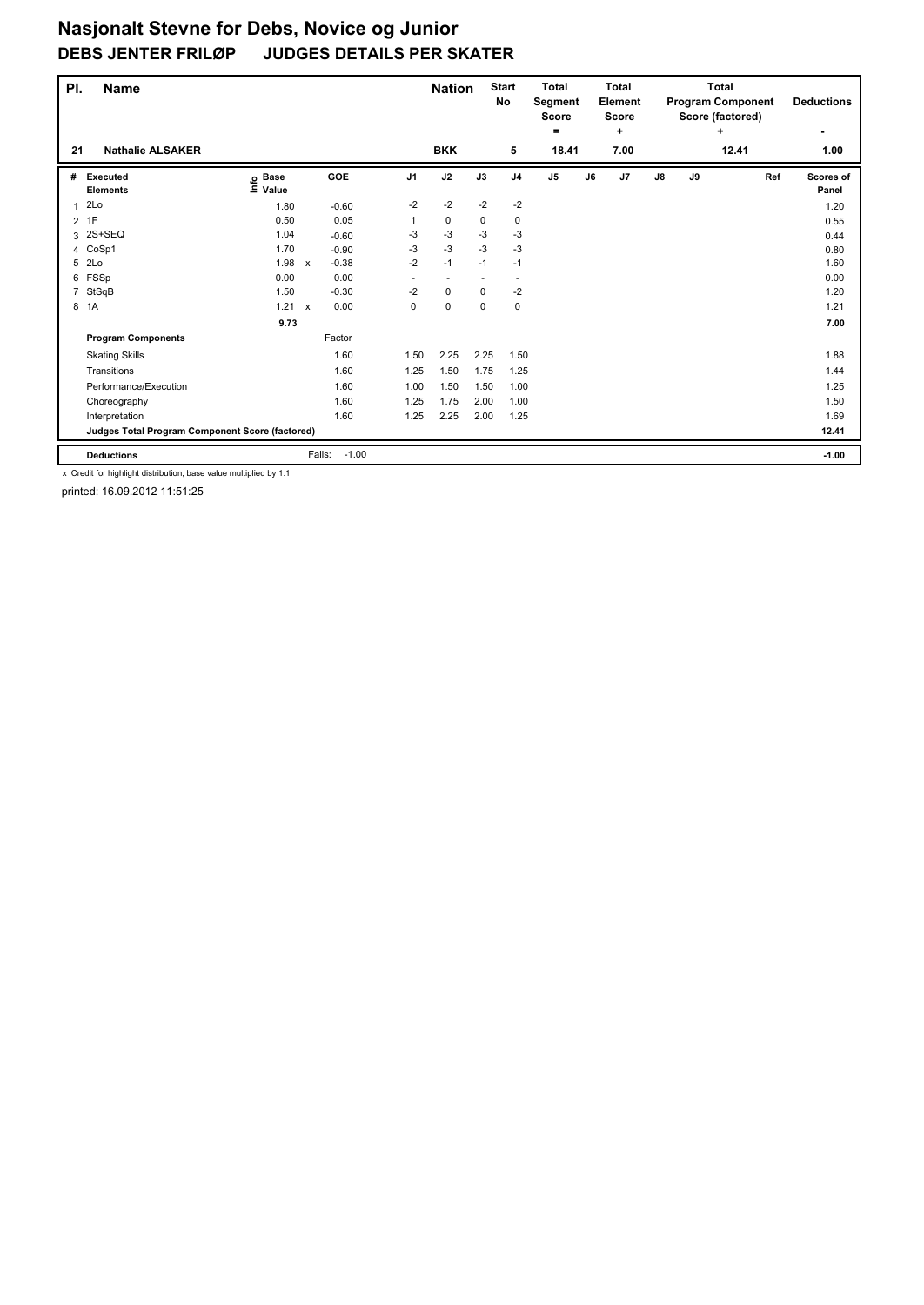# Nasjonalt Stevne for Debs, Novice og Junior

## DEBS JENTER FRILØP JUDGES DETAILS PER SKATER

| Pl. | Name | Nation | Start No | Total Segment Score = | Total Element Score + | Total Program Component Score (factored) + | Deductions - |
|---|---|---|---|---|---|---|---|
| 21 | Nathalie ALSAKER | BKK | 5 | 18.41 | 7.00 | 12.41 | 1.00 |

| # | Executed Elements | Info | Base Value | | GOE | J1 | J2 | J3 | J4 | J5 | J6 | J7 | J8 | J9 | Ref | Scores of Panel |
|---|---|---|---|---|---|---|---|---|---|---|---|---|---|---|---|---|
| 1 | 2Lo | | 1.80 | | -0.60 | -2 | -2 | -2 | -2 | | | | | | | 1.20 |
| 2 | 1F | | 0.50 | | 0.05 | 1 | 0 | 0 | 0 | | | | | | | 0.55 |
| 3 | 2S+SEQ | | 1.04 | | -0.60 | -3 | -3 | -3 | -3 | | | | | | | 0.44 |
| 4 | CoSp1 | | 1.70 | | -0.90 | -3 | -3 | -3 | -3 | | | | | | | 0.80 |
| 5 | 2Lo | | 1.98 | x | -0.38 | -2 | -1 | -1 | -1 | | | | | | | 1.60 |
| 6 | FSSp | | 0.00 | | 0.00 | - | - | - | - | | | | | | | 0.00 |
| 7 | StSqB | | 1.50 | | -0.30 | -2 | 0 | 0 | -2 | | | | | | | 1.20 |
| 8 | 1A | | 1.21 | x | 0.00 | 0 | 0 | 0 | 0 | | | | | | | 1.21 |
| | | | 9.73 | | | | | | | | | | | | | 7.00 |
| | **Program Components** | | | | Factor | | | | | | | | | | | |
| | Skating Skills | | | | 1.60 | 1.50 | 2.25 | 2.25 | 1.50 | | | | | | | 1.88 |
| | Transitions | | | | 1.60 | 1.25 | 1.50 | 1.75 | 1.25 | | | | | | | 1.44 |
| | Performance/Execution | | | | 1.60 | 1.00 | 1.50 | 1.50 | 1.00 | | | | | | | 1.25 |
| | Choreography | | | | 1.60 | 1.25 | 1.75 | 2.00 | 1.00 | | | | | | | 1.50 |
| | Interpretation | | | | 1.60 | 1.25 | 2.25 | 2.00 | 1.25 | | | | | | | 1.69 |
| | **Judges Total Program Component Score (factored)** | | | | | | | | | | | | | | | 12.41 |
| | **Deductions** | | | | Falls: -1.00 | | | | | | | | | | | -1.00 |

x Credit for highlight distribution, base value multiplied by 1.1

printed: 16.09.2012 11:51:25